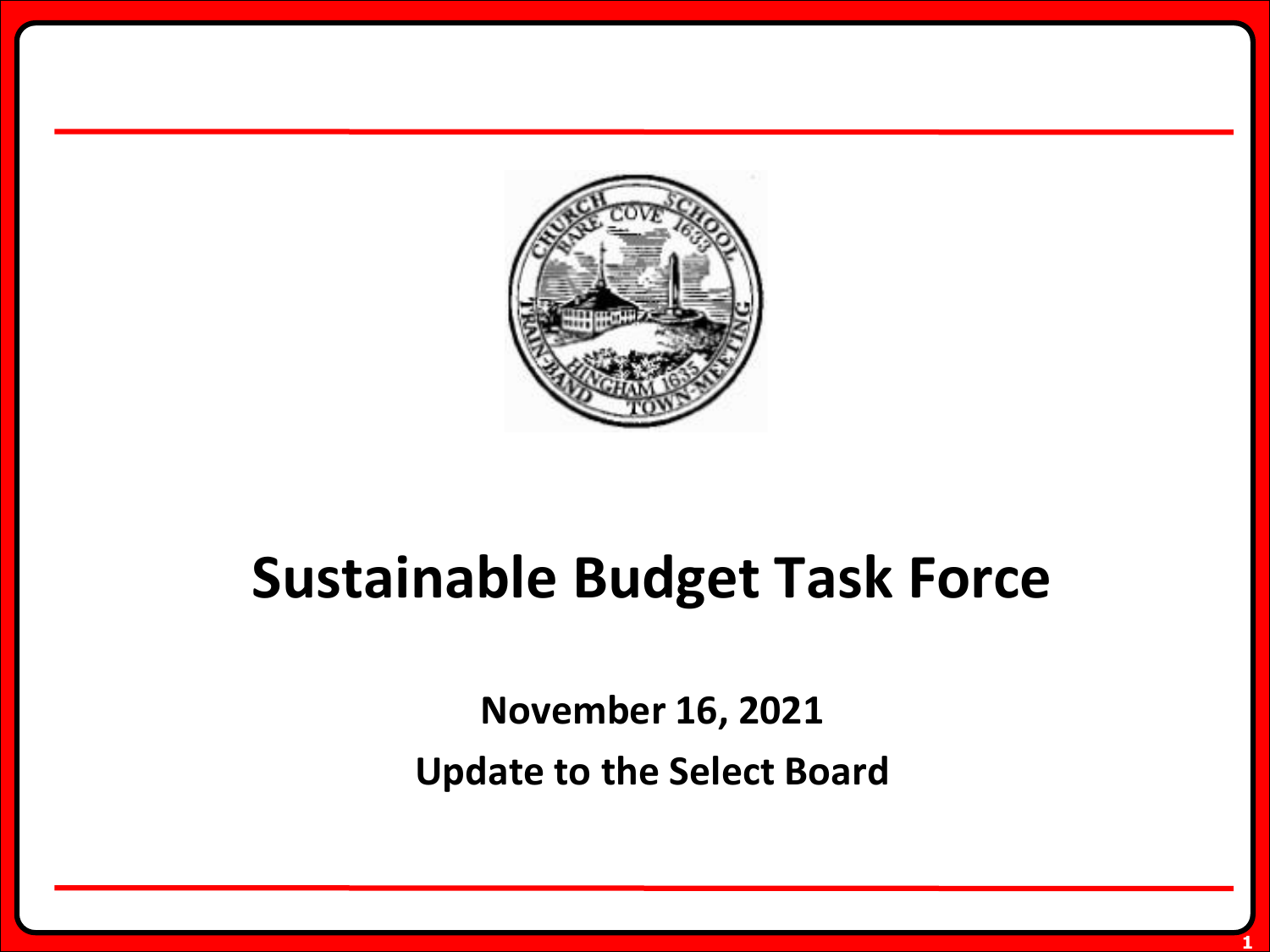# Sustainable Budget Task Force

**November 16, 2021**

**Update to the Select Board**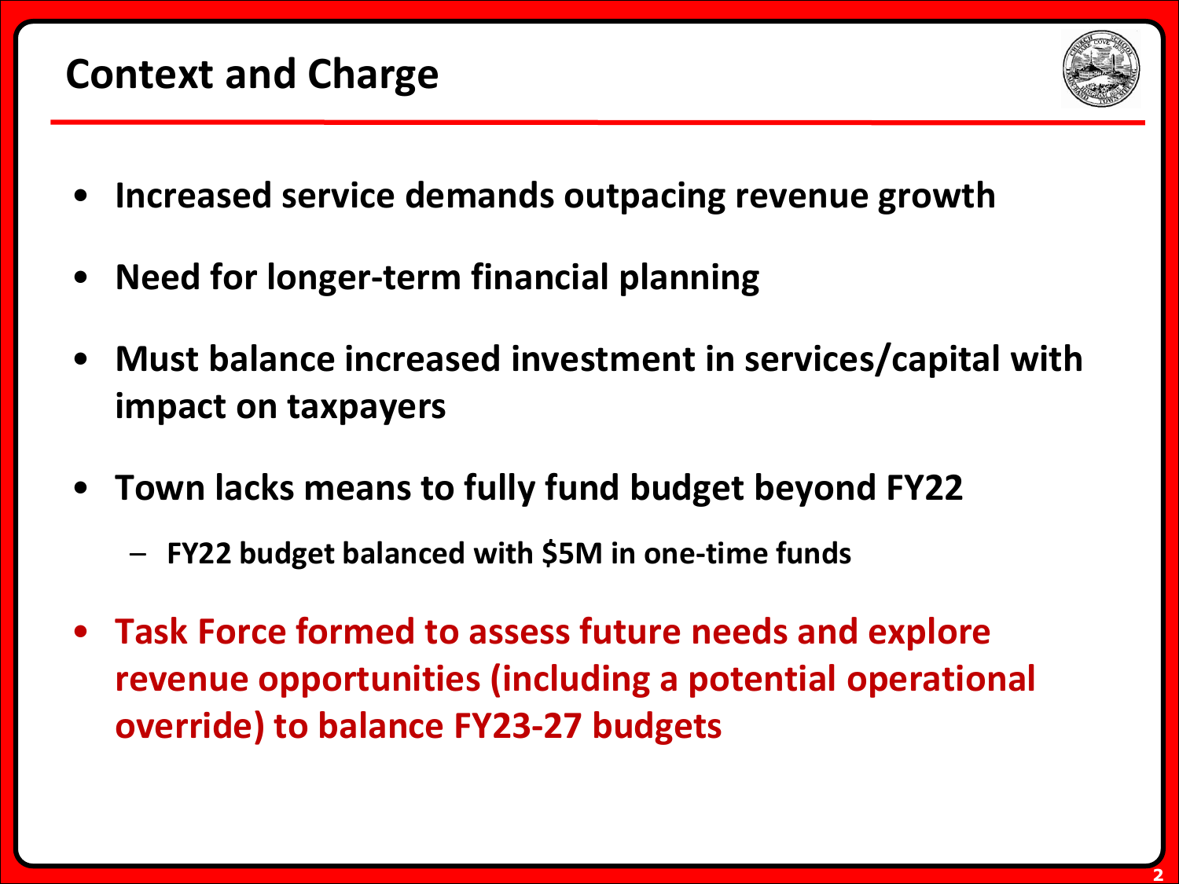# Context and Charge

- **Increased service demands outpacing revenue growth**
- **Need for longer-term financial planning**
- **Must balance increased investment in services/capital with impact on taxpayers**
- **Town lacks means to fully fund budget beyond FY22**
  - **FY22 budget balanced with $5M in one-time funds**
- **Task Force formed to assess future needs and explore revenue opportunities (including a potential operational override) to balance FY23-27 budgets**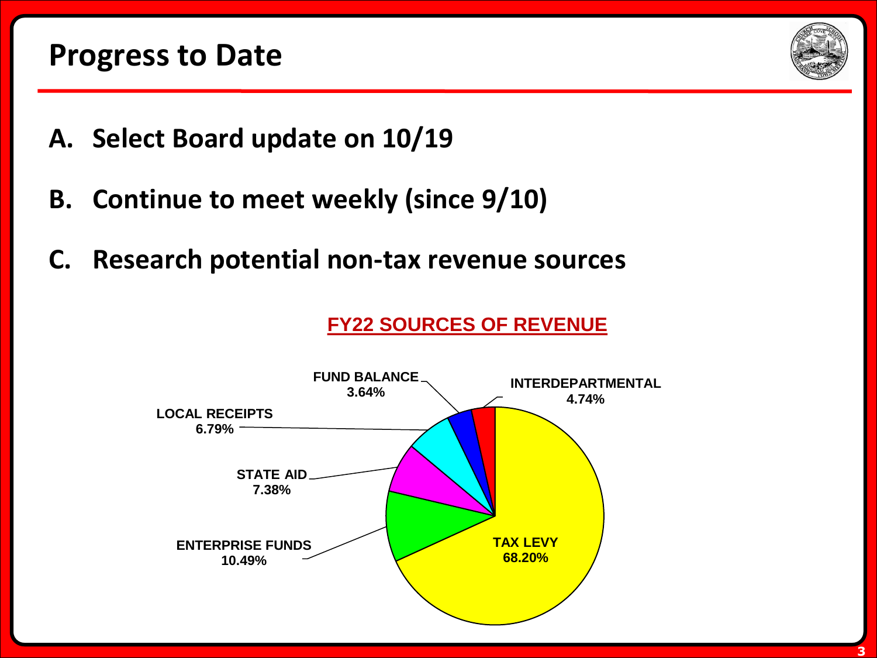## Progress to Date

A. **Select Board update on 10/19**

B. **Continue to meet weekly (since 9/10)**

C. **Research potential non-tax revenue sources**

**FY22 SOURCES OF REVENUE**

| Source | Percentage |
| --- | --- |
| TAX LEVY | 68.20% |
| ENTERPRISE FUNDS | 10.49% |
| STATE AID | 7.38% |
| LOCAL RECEIPTS | 6.79% |
| INTERDEPARTMENTAL | 4.74% |
| FUND BALANCE | 3.64% |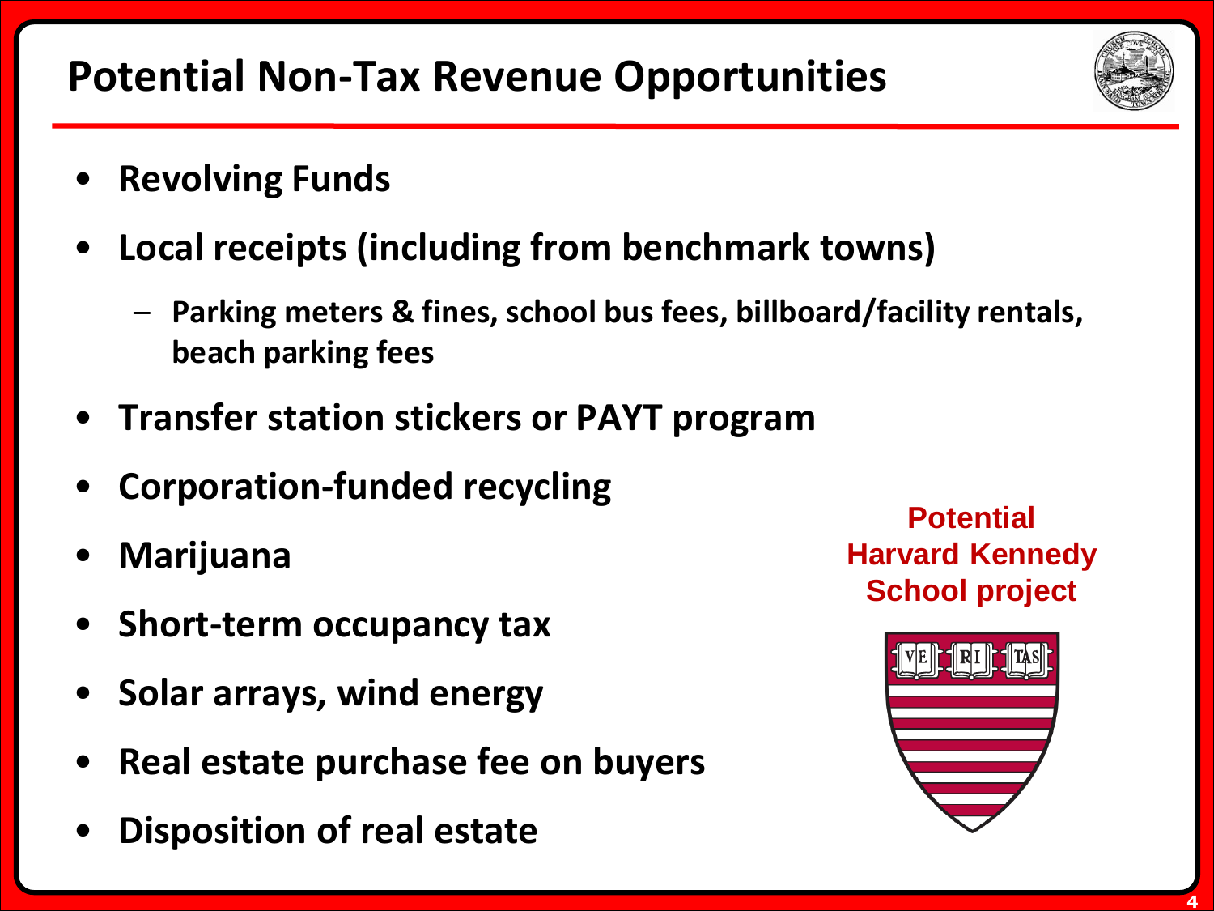# Potential Non-Tax Revenue Opportunities

- **Revolving Funds**
- **Local receipts (including from benchmark towns)**
  - **Parking meters & fines, school bus fees, billboard/facility rentals, beach parking fees**
- **Transfer station stickers or PAYT program**
- **Corporation-funded recycling**
- **Marijuana**
- **Short-term occupancy tax**
- **Solar arrays, wind energy**
- **Real estate purchase fee on buyers**
- **Disposition of real estate**

**Potential Harvard Kennedy School project**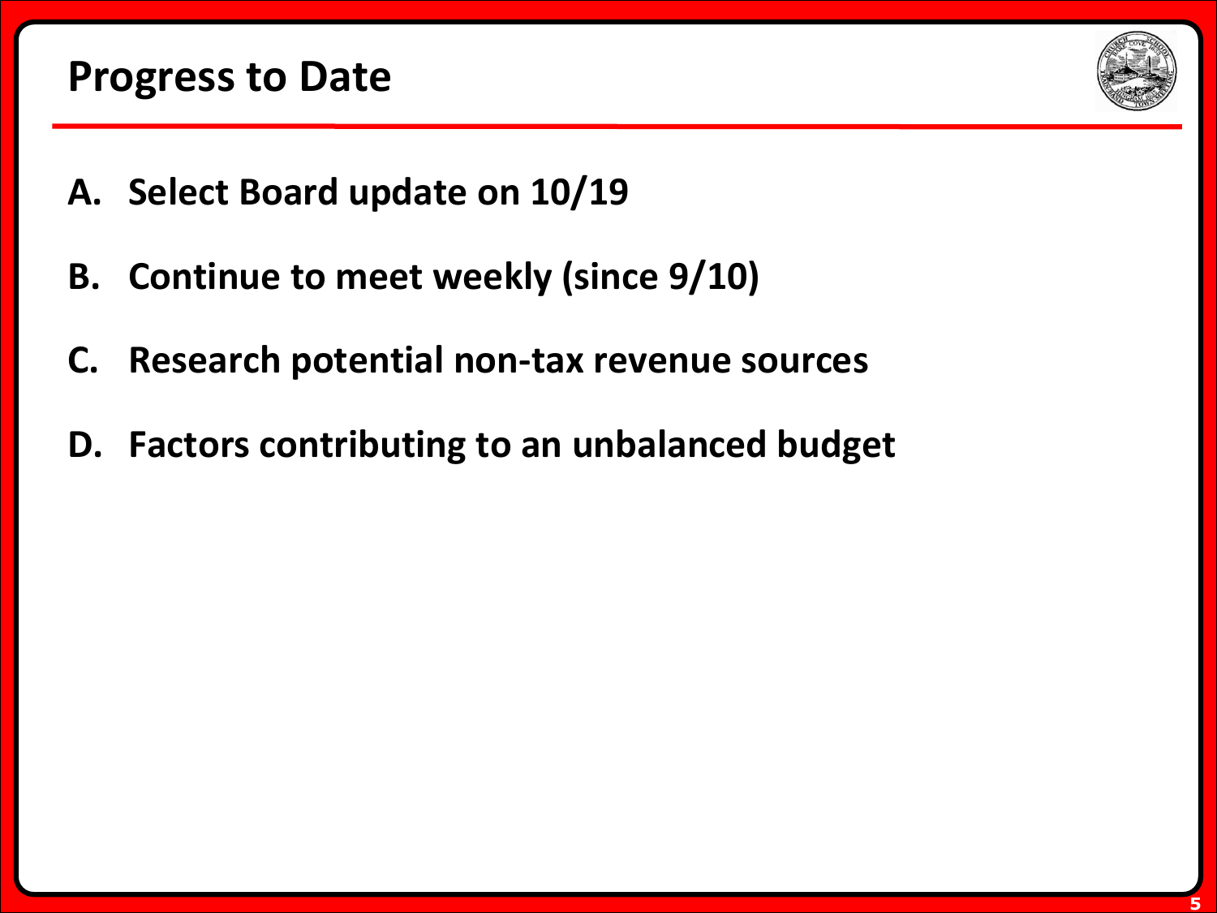# Progress to Date

A. **Select Board update on 10/19**

B. **Continue to meet weekly (since 9/10)**

C. **Research potential non-tax revenue sources**

D. **Factors contributing to an unbalanced budget**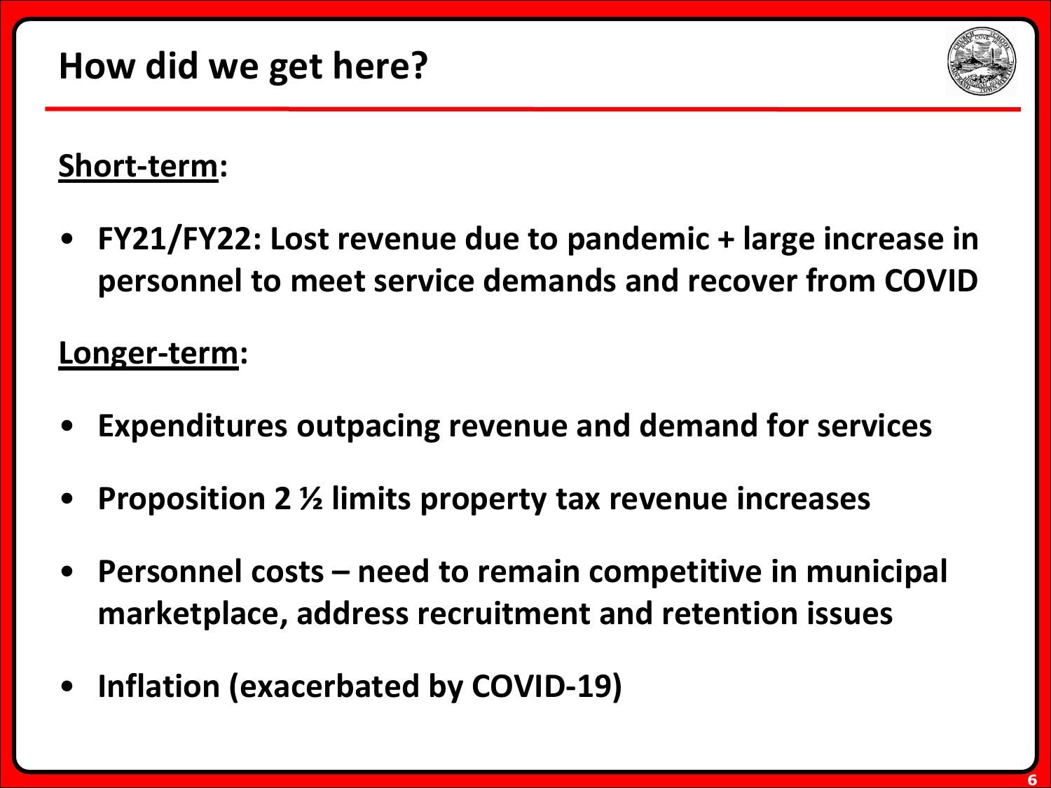# How did we get here?

**Short-term:**

- **FY21/FY22: Lost revenue due to pandemic + large increase in personnel to meet service demands and recover from COVID**

**Longer-term:**

- **Expenditures outpacing revenue and demand for services**
- **Proposition 2 ½ limits property tax revenue increases**
- **Personnel costs – need to remain competitive in municipal marketplace, address recruitment and retention issues**
- **Inflation (exacerbated by COVID-19)**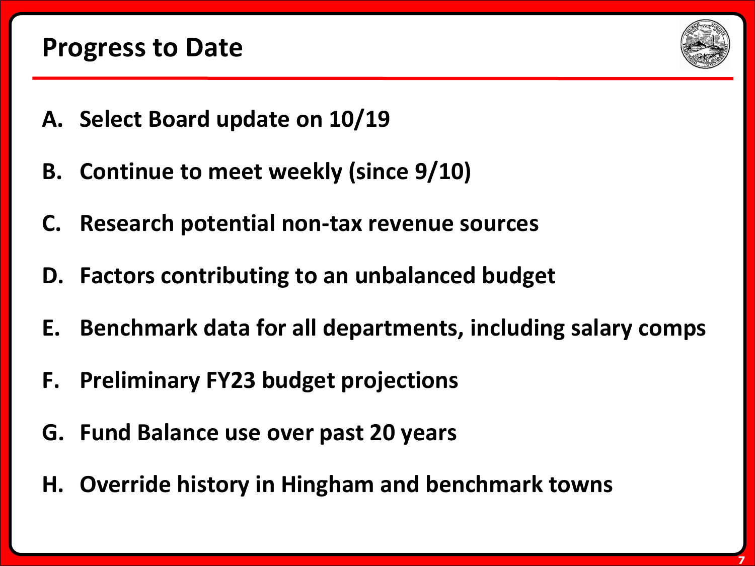# Progress to Date

A. Select Board update on 10/19

B. Continue to meet weekly (since 9/10)

C. Research potential non-tax revenue sources

D. Factors contributing to an unbalanced budget

E. Benchmark data for all departments, including salary comps

F. Preliminary FY23 budget projections

G. Fund Balance use over past 20 years

H. Override history in Hingham and benchmark towns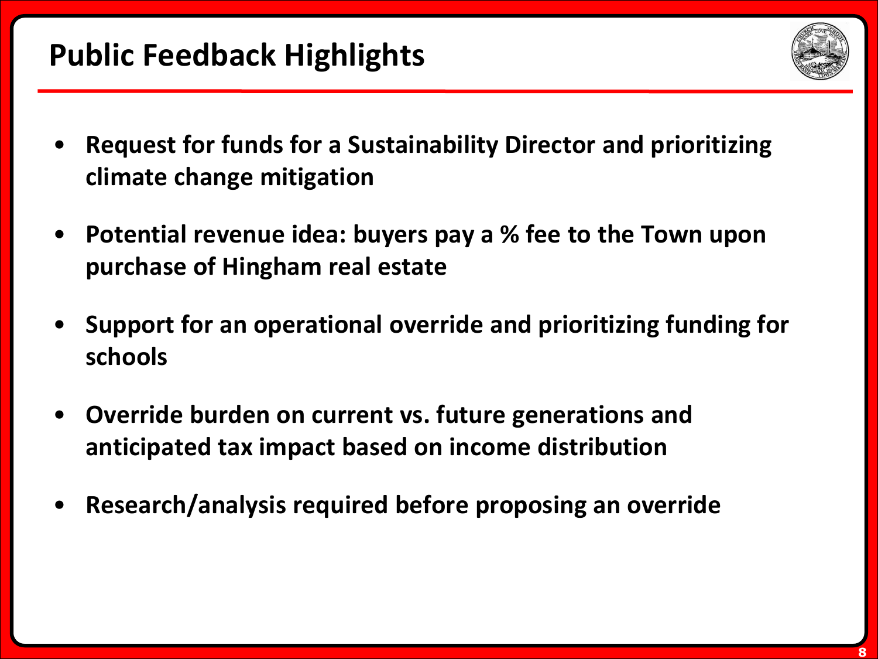## Public Feedback Highlights

- **Request for funds for a Sustainability Director and prioritizing climate change mitigation**
- **Potential revenue idea: buyers pay a % fee to the Town upon purchase of Hingham real estate**
- **Support for an operational override and prioritizing funding for schools**
- **Override burden on current vs. future generations and anticipated tax impact based on income distribution**
- **Research/analysis required before proposing an override**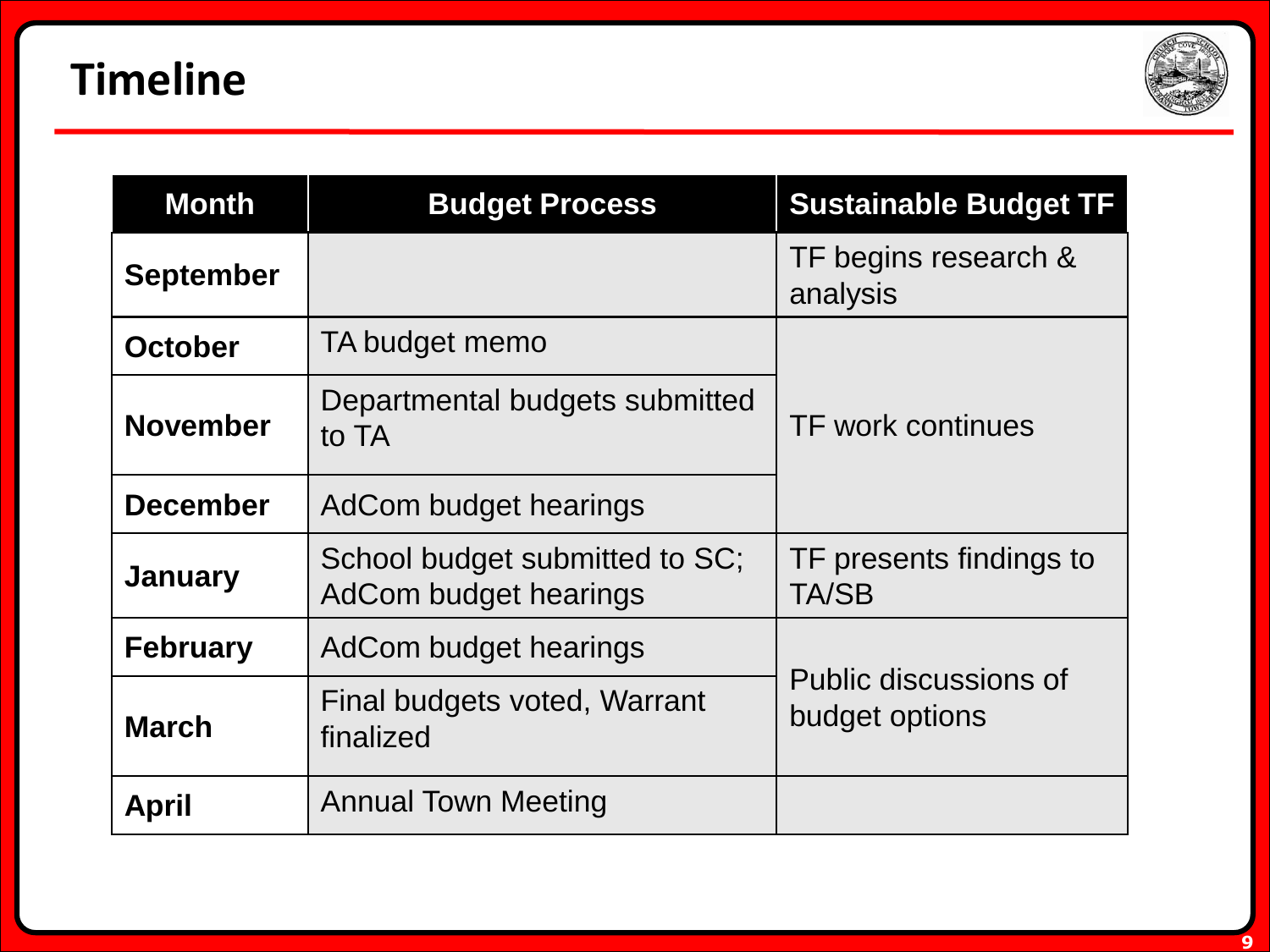# Timeline

| Month | Budget Process | Sustainable Budget TF |
|---|---|---|
| **September** | | TF begins research & analysis |
| **October** | TA budget memo | TF work continues |
| **November** | Departmental budgets submitted to TA | |
| **December** | AdCom budget hearings | |
| **January** | School budget submitted to SC; AdCom budget hearings | TF presents findings to TA/SB |
| **February** | AdCom budget hearings | Public discussions of budget options |
| **March** | Final budgets voted, Warrant finalized | |
| **April** | Annual Town Meeting | |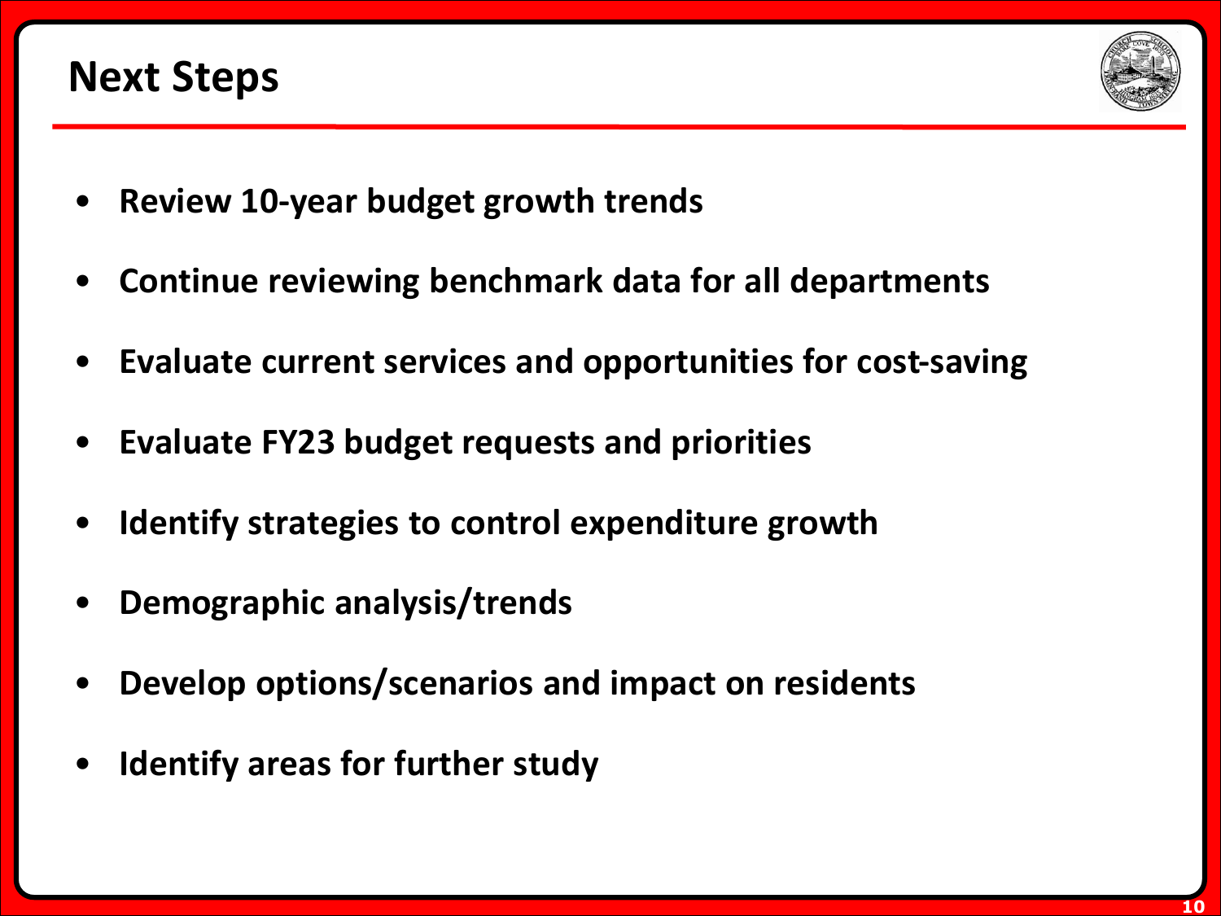# Next Steps

- Review 10-year budget growth trends
- Continue reviewing benchmark data for all departments
- Evaluate current services and opportunities for cost-saving
- Evaluate FY23 budget requests and priorities
- Identify strategies to control expenditure growth
- Demographic analysis/trends
- Develop options/scenarios and impact on residents
- Identify areas for further study